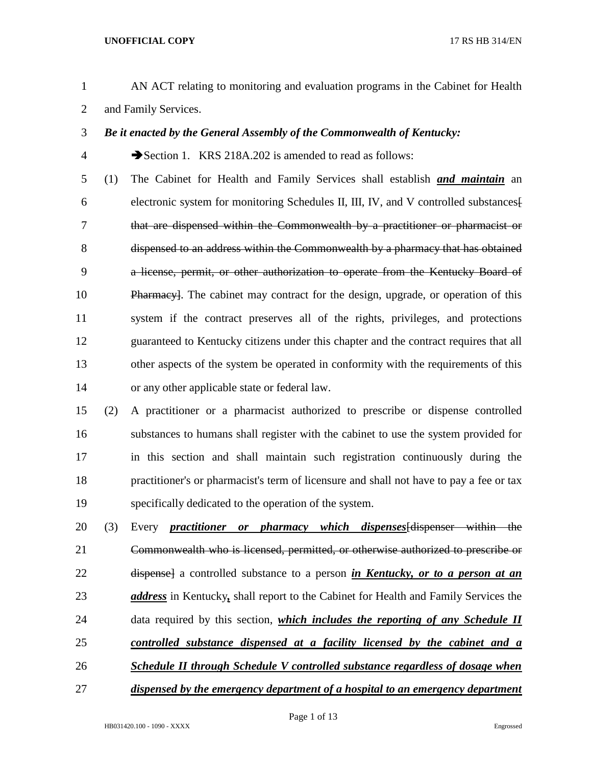AN ACT relating to monitoring and evaluation programs in the Cabinet for Health and Family Services.

***Be it enacted by the General Assembly of the Commonwealth of Kentucky:***

➔Section 1. KRS 218A.202 is amended to read as follows:

(1) The Cabinet for Health and Family Services shall establish ***and maintain*** an electronic system for monitoring Schedules II, III, IV, and V controlled substances[ that are dispensed within the Commonwealth by a practitioner or pharmacist or dispensed to an address within the Commonwealth by a pharmacy that has obtained a license, permit, or other authorization to operate from the Kentucky Board of Pharmacy]. The cabinet may contract for the design, upgrade, or operation of this system if the contract preserves all of the rights, privileges, and protections guaranteed to Kentucky citizens under this chapter and the contract requires that all other aspects of the system be operated in conformity with the requirements of this or any other applicable state or federal law.

(2) A practitioner or a pharmacist authorized to prescribe or dispense controlled substances to humans shall register with the cabinet to use the system provided for in this section and shall maintain such registration continuously during the practitioner's or pharmacist's term of licensure and shall not have to pay a fee or tax specifically dedicated to the operation of the system.

(3) Every ***practitioner or pharmacy which dispenses***[dispenser within the Commonwealth who is licensed, permitted, or otherwise authorized to prescribe or dispense] a controlled substance to a person ***in Kentucky, or to a person at an address*** in Kentucky***,*** shall report to the Cabinet for Health and Family Services the data required by this section, ***which includes the reporting of any Schedule II controlled substance dispensed at a facility licensed by the cabinet and a Schedule II through Schedule V controlled substance regardless of dosage when dispensed by the emergency department of a hospital to an emergency department***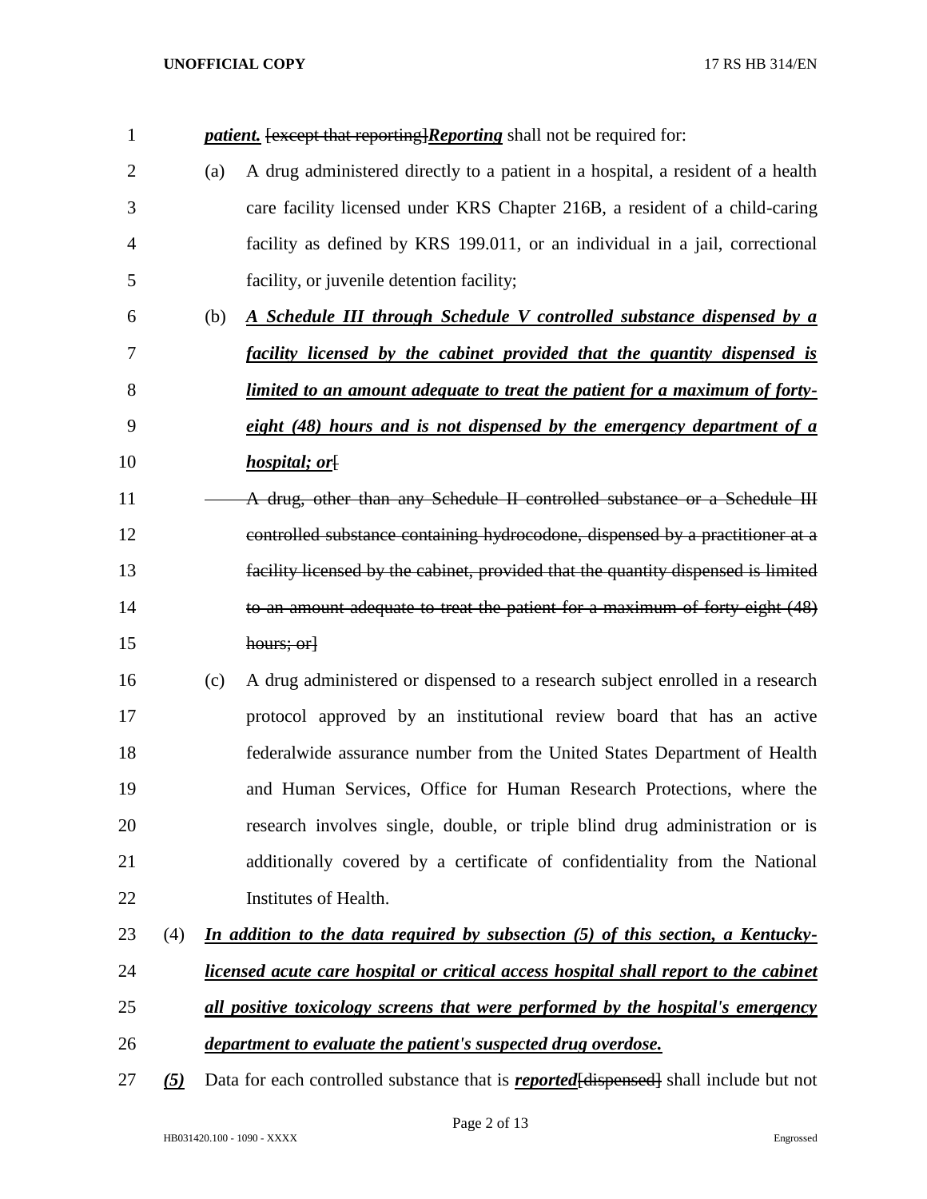***patient.*** ~~[except that reporting]~~***Reporting*** shall not be required for:

(a) A drug administered directly to a patient in a hospital, a resident of a health care facility licensed under KRS Chapter 216B, a resident of a child-caring facility as defined by KRS 199.011, or an individual in a jail, correctional facility, or juvenile detention facility;

(b) ***A Schedule III through Schedule V controlled substance dispensed by a facility licensed by the cabinet provided that the quantity dispensed is limited to an amount adequate to treat the patient for a maximum of forty-eight (48) hours and is not dispensed by the emergency department of a hospital; or***~~[~~

~~A drug, other than any Schedule II controlled substance or a Schedule III controlled substance containing hydrocodone, dispensed by a practitioner at a facility licensed by the cabinet, provided that the quantity dispensed is limited to an amount adequate to treat the patient for a maximum of forty-eight (48) hours; or]~~

(c) A drug administered or dispensed to a research subject enrolled in a research protocol approved by an institutional review board that has an active federalwide assurance number from the United States Department of Health and Human Services, Office for Human Research Protections, where the research involves single, double, or triple blind drug administration or is additionally covered by a certificate of confidentiality from the National Institutes of Health.

(4) ***In addition to the data required by subsection (5) of this section, a Kentucky-licensed acute care hospital or critical access hospital shall report to the cabinet all positive toxicology screens that were performed by the hospital's emergency department to evaluate the patient's suspected drug overdose.***

***(5)*** Data for each controlled substance that is ***reported***~~[dispensed]~~ shall include but not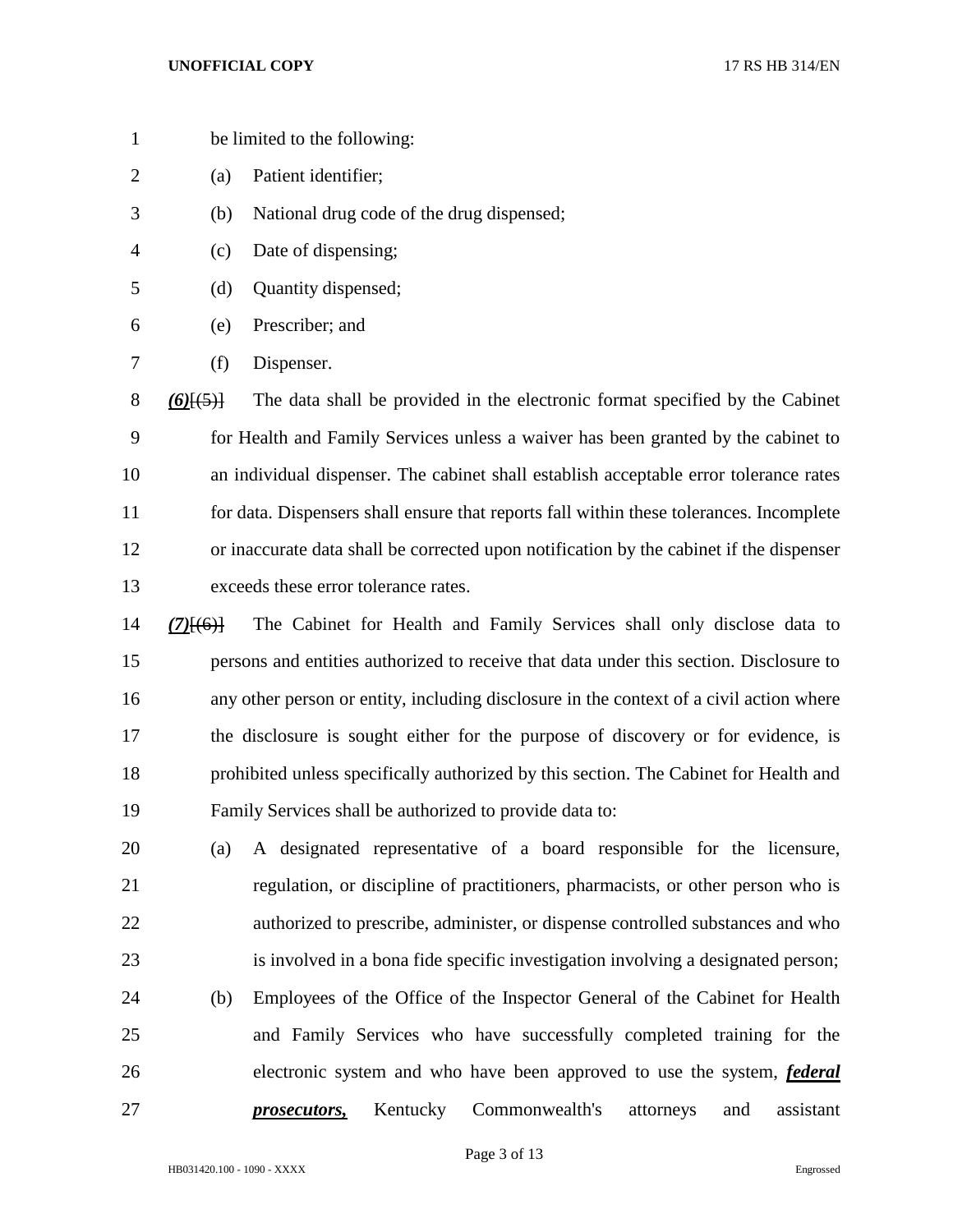be limited to the following:

(a) Patient identifier;

(b) National drug code of the drug dispensed;

(c) Date of dispensing;

(d) Quantity dispensed;

(e) Prescriber; and

(f) Dispenser.

***(6)***~~[(5)]~~ The data shall be provided in the electronic format specified by the Cabinet for Health and Family Services unless a waiver has been granted by the cabinet to an individual dispenser. The cabinet shall establish acceptable error tolerance rates for data. Dispensers shall ensure that reports fall within these tolerances. Incomplete or inaccurate data shall be corrected upon notification by the cabinet if the dispenser exceeds these error tolerance rates.

***(7)***~~[(6)]~~ The Cabinet for Health and Family Services shall only disclose data to persons and entities authorized to receive that data under this section. Disclosure to any other person or entity, including disclosure in the context of a civil action where the disclosure is sought either for the purpose of discovery or for evidence, is prohibited unless specifically authorized by this section. The Cabinet for Health and Family Services shall be authorized to provide data to:

(a) A designated representative of a board responsible for the licensure, regulation, or discipline of practitioners, pharmacists, or other person who is authorized to prescribe, administer, or dispense controlled substances and who is involved in a bona fide specific investigation involving a designated person;

(b) Employees of the Office of the Inspector General of the Cabinet for Health and Family Services who have successfully completed training for the electronic system and who have been approved to use the system, ***federal prosecutors,*** Kentucky Commonwealth's attorneys and assistant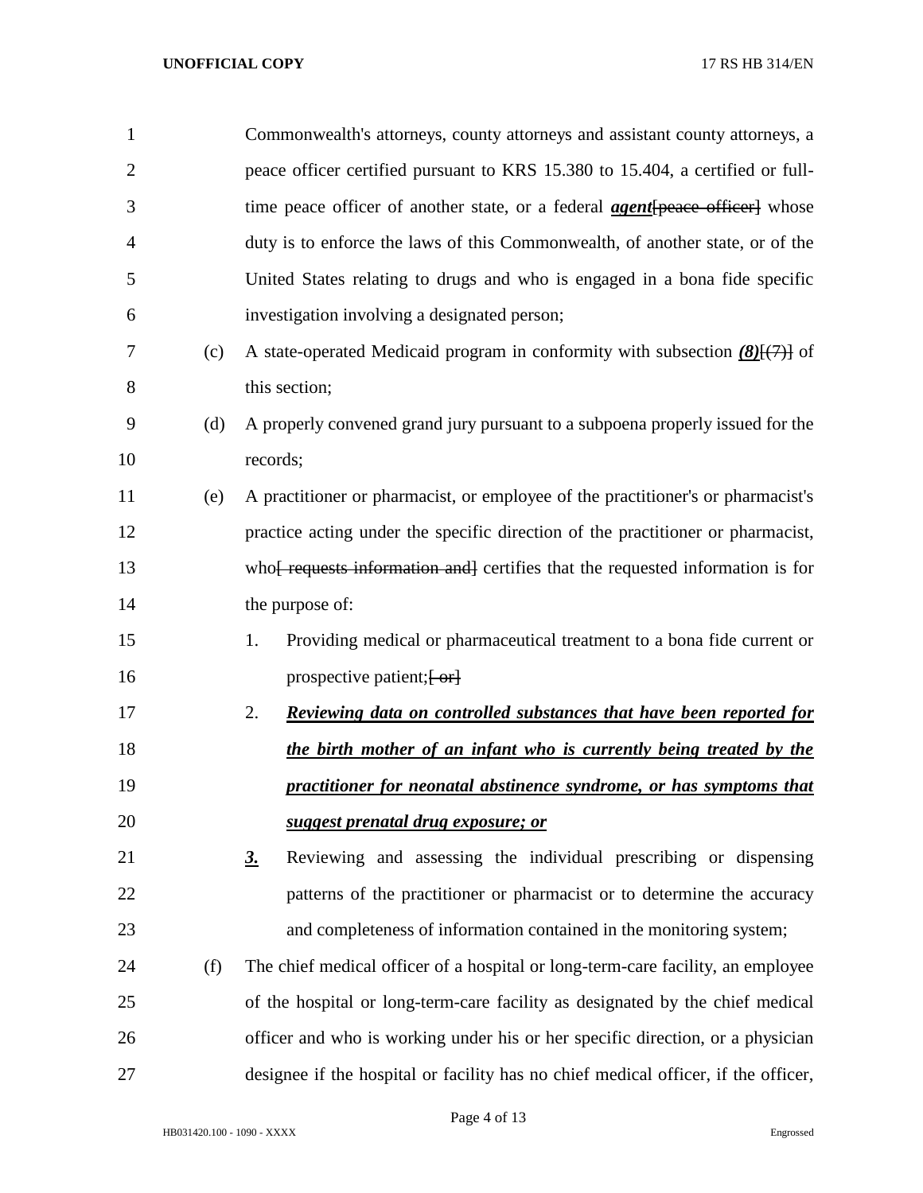Commonwealth's attorneys, county attorneys and assistant county attorneys, a peace officer certified pursuant to KRS 15.380 to 15.404, a certified or full-time peace officer of another state, or a federal ***agent***~~[peace officer]~~ whose duty is to enforce the laws of this Commonwealth, of another state, or of the United States relating to drugs and who is engaged in a bona fide specific investigation involving a designated person;

(c) A state-operated Medicaid program in conformity with subsection ***(8)***~~[(7)]~~ of this section;

(d) A properly convened grand jury pursuant to a subpoena properly issued for the records;

(e) A practitioner or pharmacist, or employee of the practitioner's or pharmacist's practice acting under the specific direction of the practitioner or pharmacist, who~~[ requests information and]~~ certifies that the requested information is for the purpose of:

1. Providing medical or pharmaceutical treatment to a bona fide current or prospective patient;~~[ or]~~

2. ***Reviewing data on controlled substances that have been reported for the birth mother of an infant who is currently being treated by the practitioner for neonatal abstinence syndrome, or has symptoms that suggest prenatal drug exposure; or***

***3.*** Reviewing and assessing the individual prescribing or dispensing patterns of the practitioner or pharmacist or to determine the accuracy and completeness of information contained in the monitoring system;

(f) The chief medical officer of a hospital or long-term-care facility, an employee of the hospital or long-term-care facility as designated by the chief medical officer and who is working under his or her specific direction, or a physician designee if the hospital or facility has no chief medical officer, if the officer,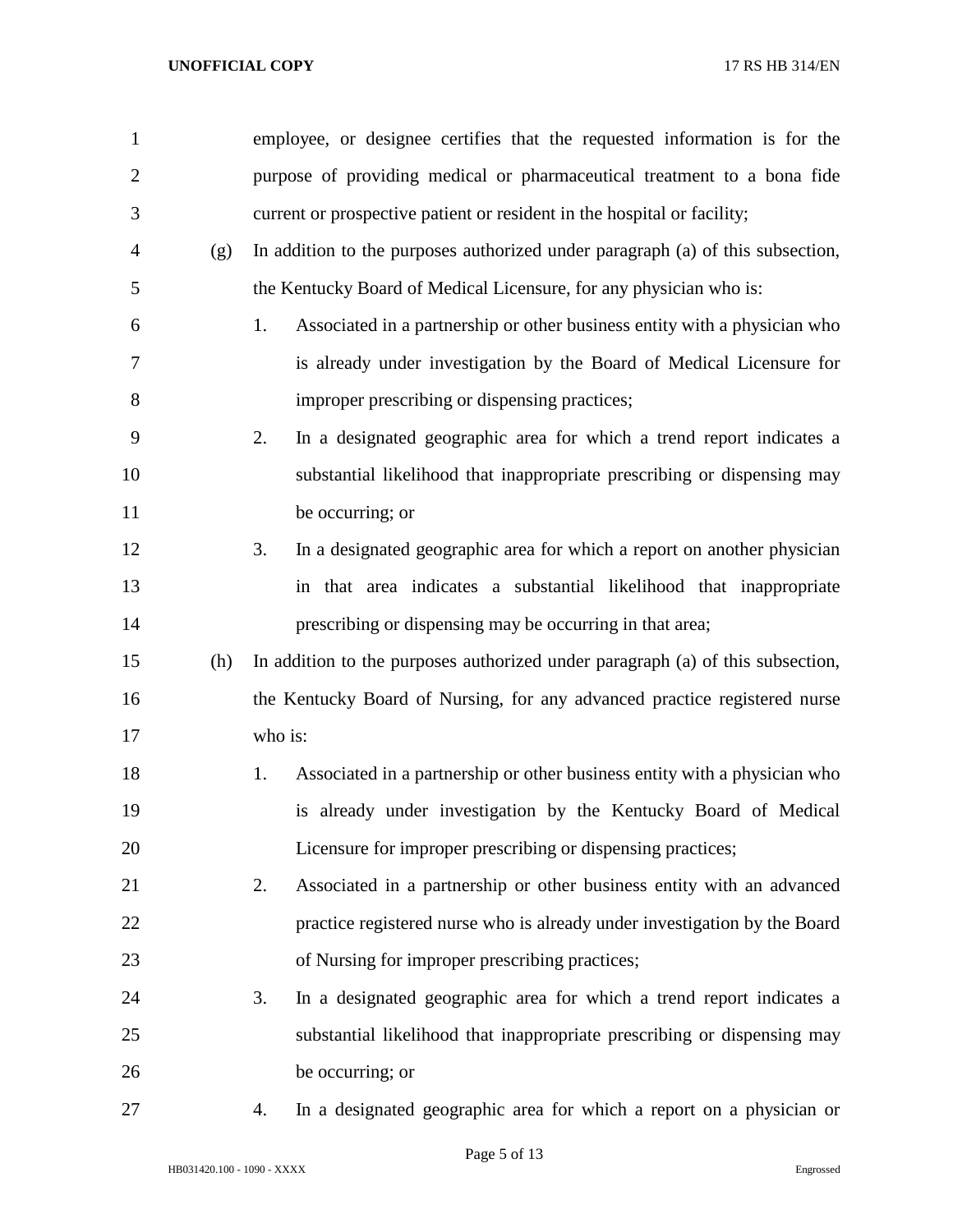employee, or designee certifies that the requested information is for the purpose of providing medical or pharmaceutical treatment to a bona fide current or prospective patient or resident in the hospital or facility;

(g) In addition to the purposes authorized under paragraph (a) of this subsection, the Kentucky Board of Medical Licensure, for any physician who is:

1. Associated in a partnership or other business entity with a physician who is already under investigation by the Board of Medical Licensure for improper prescribing or dispensing practices;
2. In a designated geographic area for which a trend report indicates a substantial likelihood that inappropriate prescribing or dispensing may be occurring; or
3. In a designated geographic area for which a report on another physician in that area indicates a substantial likelihood that inappropriate prescribing or dispensing may be occurring in that area;

(h) In addition to the purposes authorized under paragraph (a) of this subsection, the Kentucky Board of Nursing, for any advanced practice registered nurse who is:

1. Associated in a partnership or other business entity with a physician who is already under investigation by the Kentucky Board of Medical Licensure for improper prescribing or dispensing practices;
2. Associated in a partnership or other business entity with an advanced practice registered nurse who is already under investigation by the Board of Nursing for improper prescribing practices;
3. In a designated geographic area for which a trend report indicates a substantial likelihood that inappropriate prescribing or dispensing may be occurring; or
4. In a designated geographic area for which a report on a physician or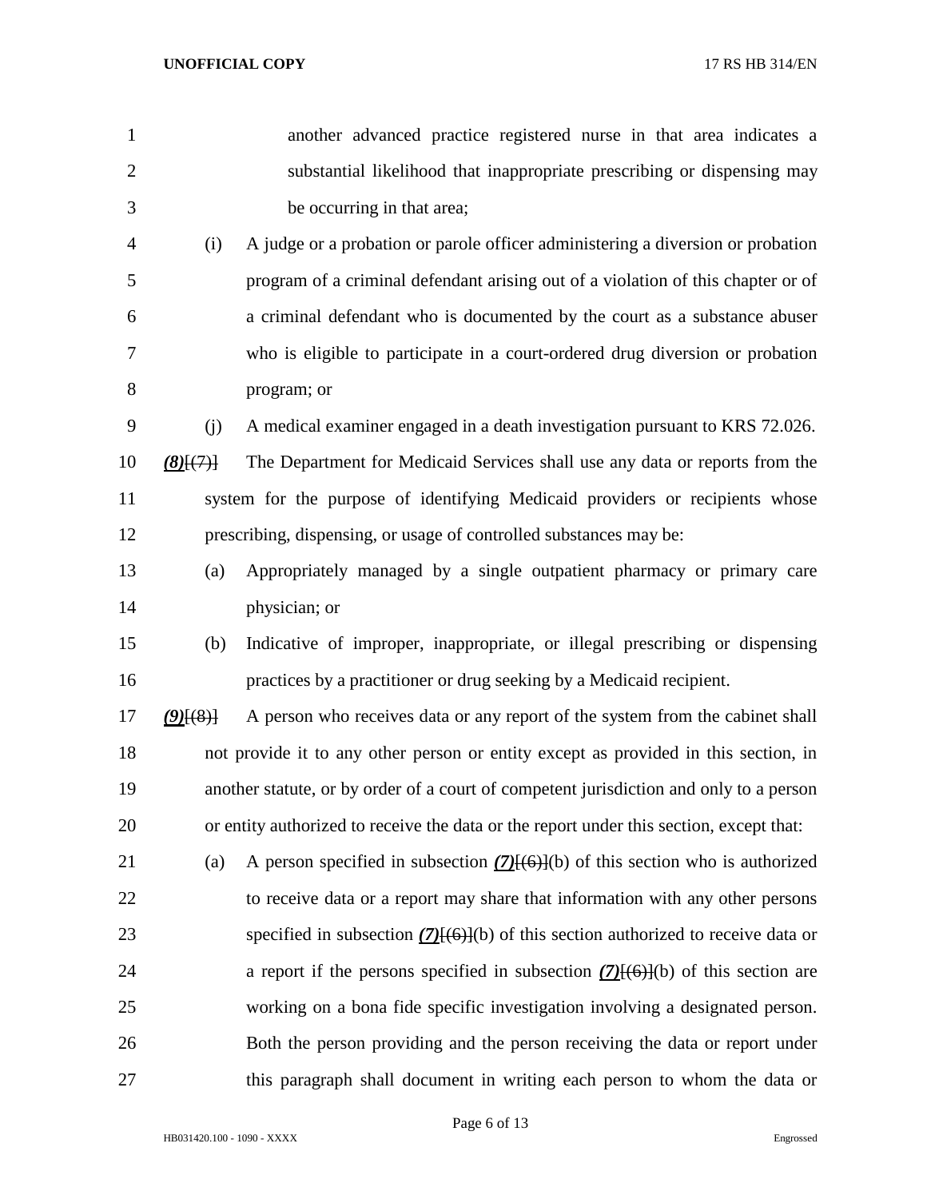another advanced practice registered nurse in that area indicates a substantial likelihood that inappropriate prescribing or dispensing may be occurring in that area;

(i) A judge or a probation or parole officer administering a diversion or probation program of a criminal defendant arising out of a violation of this chapter or of a criminal defendant who is documented by the court as a substance abuser who is eligible to participate in a court-ordered drug diversion or probation program; or

(j) A medical examiner engaged in a death investigation pursuant to KRS 72.026.

***(8)***[(7)] The Department for Medicaid Services shall use any data or reports from the system for the purpose of identifying Medicaid providers or recipients whose prescribing, dispensing, or usage of controlled substances may be:

(a) Appropriately managed by a single outpatient pharmacy or primary care physician; or

(b) Indicative of improper, inappropriate, or illegal prescribing or dispensing practices by a practitioner or drug seeking by a Medicaid recipient.

***(9)***[(8)] A person who receives data or any report of the system from the cabinet shall not provide it to any other person or entity except as provided in this section, in another statute, or by order of a court of competent jurisdiction and only to a person or entity authorized to receive the data or the report under this section, except that:

(a) A person specified in subsection ***(7)***[(6)](b) of this section who is authorized to receive data or a report may share that information with any other persons specified in subsection ***(7)***[(6)](b) of this section authorized to receive data or a report if the persons specified in subsection ***(7)***[(6)](b) of this section are working on a bona fide specific investigation involving a designated person. Both the person providing and the person receiving the data or report under this paragraph shall document in writing each person to whom the data or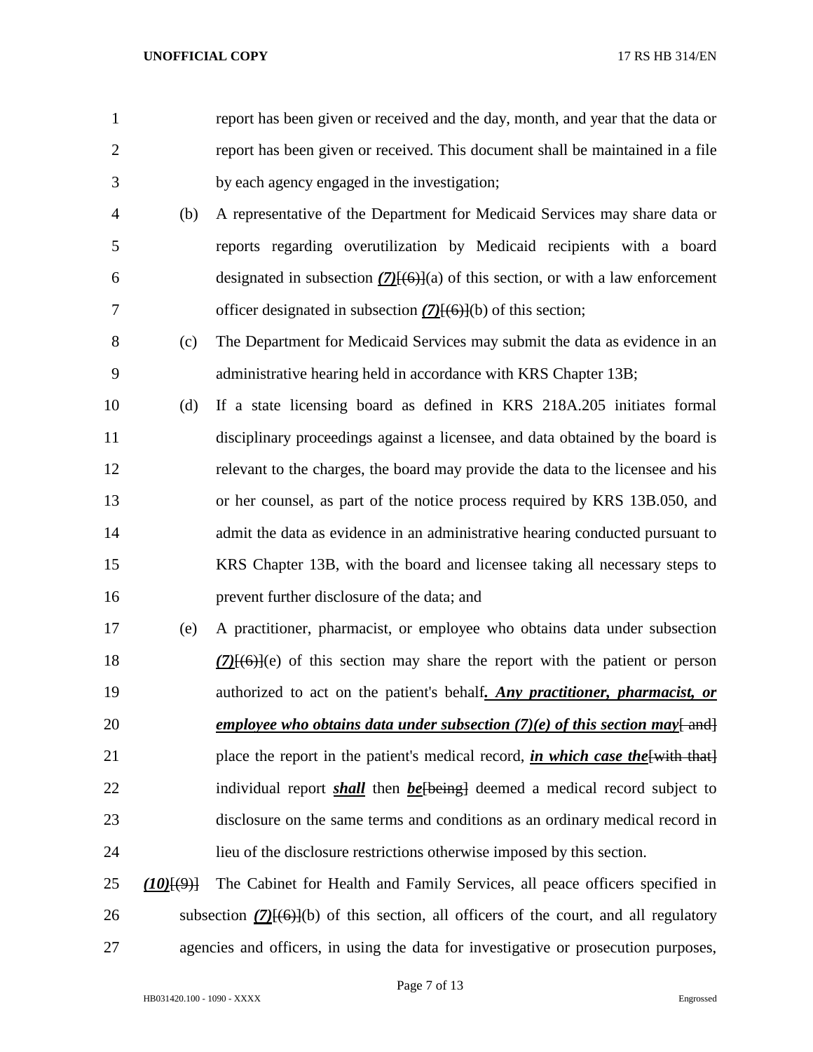report has been given or received and the day, month, and year that the data or report has been given or received. This document shall be maintained in a file by each agency engaged in the investigation;

(b) A representative of the Department for Medicaid Services may share data or reports regarding overutilization by Medicaid recipients with a board designated in subsection ***(7)***~~[(6)]~~(a) of this section, or with a law enforcement officer designated in subsection ***(7)***~~[(6)]~~(b) of this section;

(c) The Department for Medicaid Services may submit the data as evidence in an administrative hearing held in accordance with KRS Chapter 13B;

(d) If a state licensing board as defined in KRS 218A.205 initiates formal disciplinary proceedings against a licensee, and data obtained by the board is relevant to the charges, the board may provide the data to the licensee and his or her counsel, as part of the notice process required by KRS 13B.050, and admit the data as evidence in an administrative hearing conducted pursuant to KRS Chapter 13B, with the board and licensee taking all necessary steps to prevent further disclosure of the data; and

(e) A practitioner, pharmacist, or employee who obtains data under subsection ***(7)***~~[(6)]~~(e) of this section may share the report with the patient or person authorized to act on the patient's behalf***. Any practitioner, pharmacist, or employee who obtains data under subsection (7)(e) of this section may***~~[ and]~~ place the report in the patient's medical record, ***in which case the***~~[with that]~~ individual report ***shall*** then ***be***~~[being]~~ deemed a medical record subject to disclosure on the same terms and conditions as an ordinary medical record in lieu of the disclosure restrictions otherwise imposed by this section.

***(10)***~~[(9)]~~ The Cabinet for Health and Family Services, all peace officers specified in subsection ***(7)***~~[(6)]~~(b) of this section, all officers of the court, and all regulatory agencies and officers, in using the data for investigative or prosecution purposes,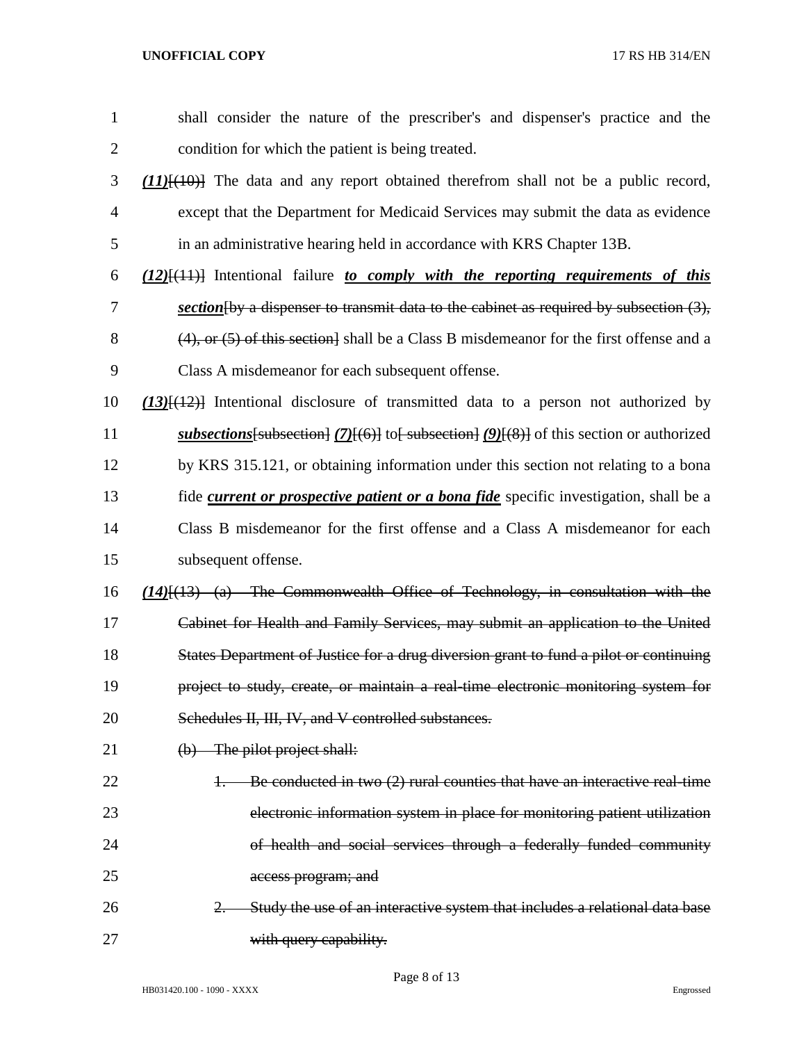shall consider the nature of the prescriber's and dispenser's practice and the condition for which the patient is being treated.

***(11)***~~[(10)]~~ The data and any report obtained therefrom shall not be a public record, except that the Department for Medicaid Services may submit the data as evidence in an administrative hearing held in accordance with KRS Chapter 13B.

***(12)***~~[(11)]~~ Intentional failure ***to comply with the reporting requirements of this section***~~[by a dispenser to transmit data to the cabinet as required by subsection (3), (4), or (5) of this section]~~ shall be a Class B misdemeanor for the first offense and a Class A misdemeanor for each subsequent offense.

***(13)***~~[(12)]~~ Intentional disclosure of transmitted data to a person not authorized by ***subsections***~~[subsection]~~ ***(7)***~~[(6)]~~ to~~[ subsection]~~ ***(9)***~~[(8)]~~ of this section or authorized by KRS 315.121, or obtaining information under this section not relating to a bona fide ***current or prospective patient or a bona fide*** specific investigation, shall be a Class B misdemeanor for the first offense and a Class A misdemeanor for each subsequent offense.

***(14)***~~[(13) (a) The Commonwealth Office of Technology, in consultation with the Cabinet for Health and Family Services, may submit an application to the United States Department of Justice for a drug diversion grant to fund a pilot or continuing project to study, create, or maintain a real-time electronic monitoring system for Schedules II, III, IV, and V controlled substances.~~

~~(b) The pilot project shall:~~

~~1. Be conducted in two (2) rural counties that have an interactive real-time electronic information system in place for monitoring patient utilization of health and social services through a federally funded community access program; and~~

~~2. Study the use of an interactive system that includes a relational data base with query capability.~~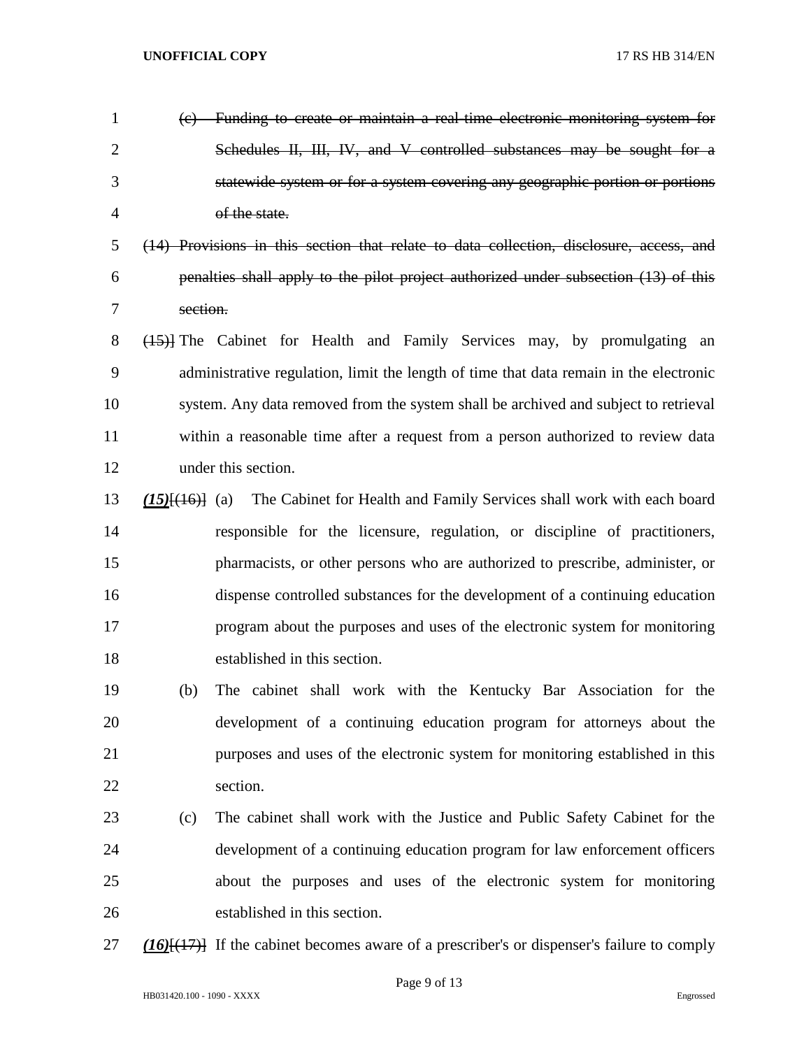~~(c) Funding to create or maintain a real-time electronic monitoring system for Schedules II, III, IV, and V controlled substances may be sought for a statewide system or for a system covering any geographic portion or portions of the state.~~

~~(14) Provisions in this section that relate to data collection, disclosure, access, and penalties shall apply to the pilot project authorized under subsection (13) of this section.~~

~~(15)]~~ The Cabinet for Health and Family Services may, by promulgating an administrative regulation, limit the length of time that data remain in the electronic system. Any data removed from the system shall be archived and subject to retrieval within a reasonable time after a request from a person authorized to review data under this section.

***(15)***[~~(16)~~] (a) The Cabinet for Health and Family Services shall work with each board responsible for the licensure, regulation, or discipline of practitioners, pharmacists, or other persons who are authorized to prescribe, administer, or dispense controlled substances for the development of a continuing education program about the purposes and uses of the electronic system for monitoring established in this section.

(b) The cabinet shall work with the Kentucky Bar Association for the development of a continuing education program for attorneys about the purposes and uses of the electronic system for monitoring established in this section.

(c) The cabinet shall work with the Justice and Public Safety Cabinet for the development of a continuing education program for law enforcement officers about the purposes and uses of the electronic system for monitoring established in this section.

***(16)***[~~(17)~~] If the cabinet becomes aware of a prescriber's or dispenser's failure to comply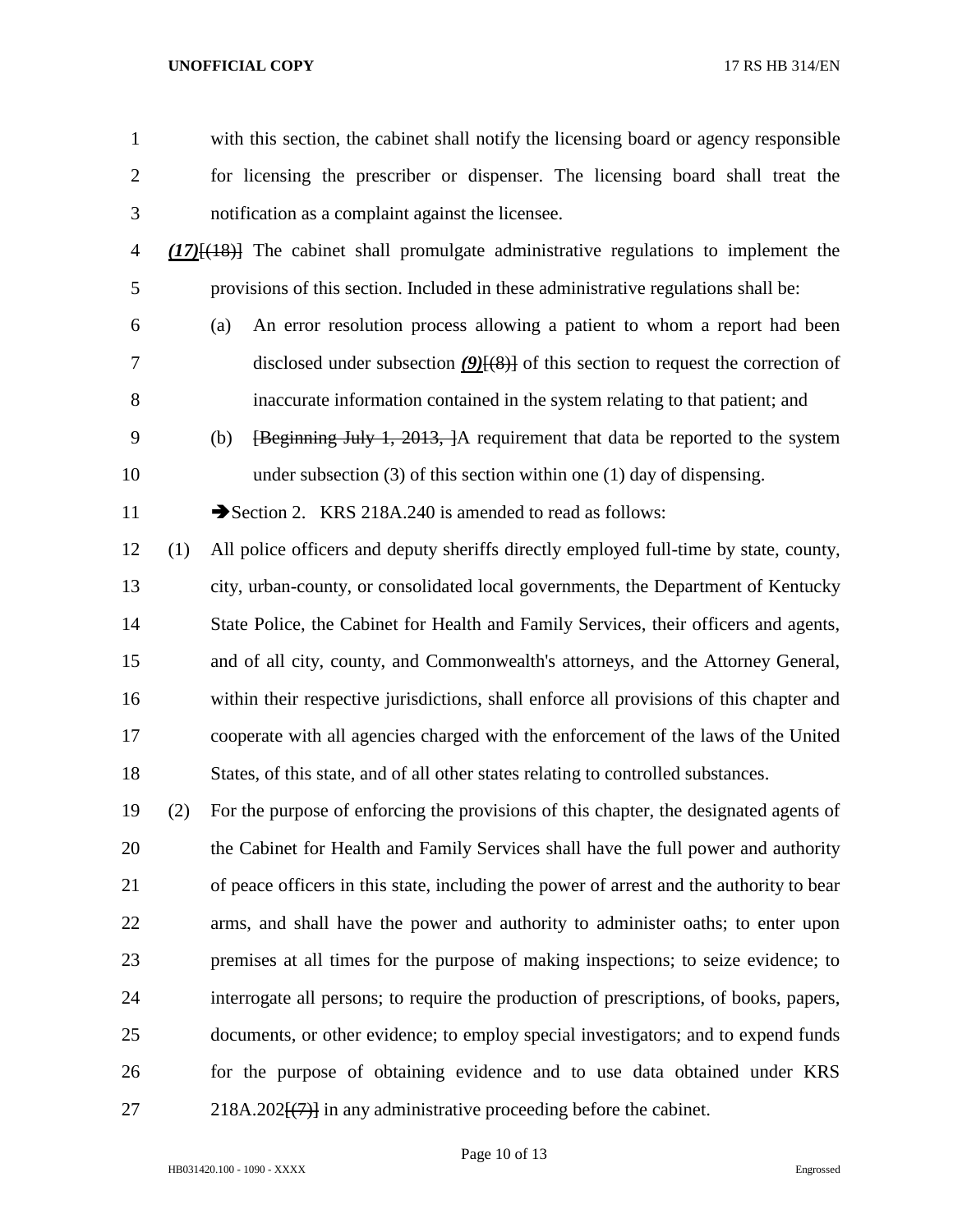with this section, the cabinet shall notify the licensing board or agency responsible for licensing the prescriber or dispenser. The licensing board shall treat the notification as a complaint against the licensee.

***(17)***~~[(18)]~~ The cabinet shall promulgate administrative regulations to implement the provisions of this section. Included in these administrative regulations shall be:

(a) An error resolution process allowing a patient to whom a report had been disclosed under subsection ***(9)***~~[(8)]~~ of this section to request the correction of inaccurate information contained in the system relating to that patient; and

(b) ~~[Beginning July 1, 2013, ]~~A requirement that data be reported to the system under subsection (3) of this section within one (1) day of dispensing.

➔Section 2. KRS 218A.240 is amended to read as follows:

(1) All police officers and deputy sheriffs directly employed full-time by state, county, city, urban-county, or consolidated local governments, the Department of Kentucky State Police, the Cabinet for Health and Family Services, their officers and agents, and of all city, county, and Commonwealth's attorneys, and the Attorney General, within their respective jurisdictions, shall enforce all provisions of this chapter and cooperate with all agencies charged with the enforcement of the laws of the United States, of this state, and of all other states relating to controlled substances.

(2) For the purpose of enforcing the provisions of this chapter, the designated agents of the Cabinet for Health and Family Services shall have the full power and authority of peace officers in this state, including the power of arrest and the authority to bear arms, and shall have the power and authority to administer oaths; to enter upon premises at all times for the purpose of making inspections; to seize evidence; to interrogate all persons; to require the production of prescriptions, of books, papers, documents, or other evidence; to employ special investigators; and to expend funds for the purpose of obtaining evidence and to use data obtained under KRS 218A.202~~[(7)]~~ in any administrative proceeding before the cabinet.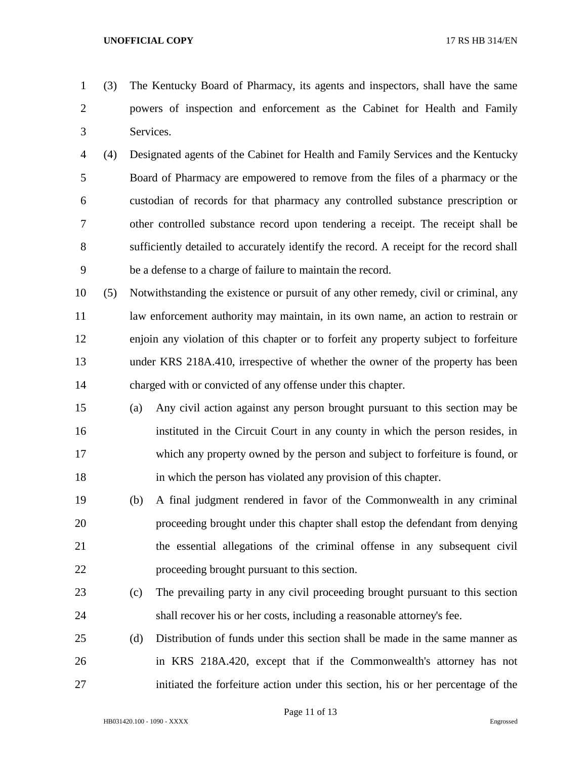(3) The Kentucky Board of Pharmacy, its agents and inspectors, shall have the same powers of inspection and enforcement as the Cabinet for Health and Family Services.

(4) Designated agents of the Cabinet for Health and Family Services and the Kentucky Board of Pharmacy are empowered to remove from the files of a pharmacy or the custodian of records for that pharmacy any controlled substance prescription or other controlled substance record upon tendering a receipt. The receipt shall be sufficiently detailed to accurately identify the record. A receipt for the record shall be a defense to a charge of failure to maintain the record.

(5) Notwithstanding the existence or pursuit of any other remedy, civil or criminal, any law enforcement authority may maintain, in its own name, an action to restrain or enjoin any violation of this chapter or to forfeit any property subject to forfeiture under KRS 218A.410, irrespective of whether the owner of the property has been charged with or convicted of any offense under this chapter.

   (a) Any civil action against any person brought pursuant to this section may be instituted in the Circuit Court in any county in which the person resides, in which any property owned by the person and subject to forfeiture is found, or in which the person has violated any provision of this chapter.

   (b) A final judgment rendered in favor of the Commonwealth in any criminal proceeding brought under this chapter shall estop the defendant from denying the essential allegations of the criminal offense in any subsequent civil proceeding brought pursuant to this section.

   (c) The prevailing party in any civil proceeding brought pursuant to this section shall recover his or her costs, including a reasonable attorney's fee.

   (d) Distribution of funds under this section shall be made in the same manner as in KRS 218A.420, except that if the Commonwealth's attorney has not initiated the forfeiture action under this section, his or her percentage of the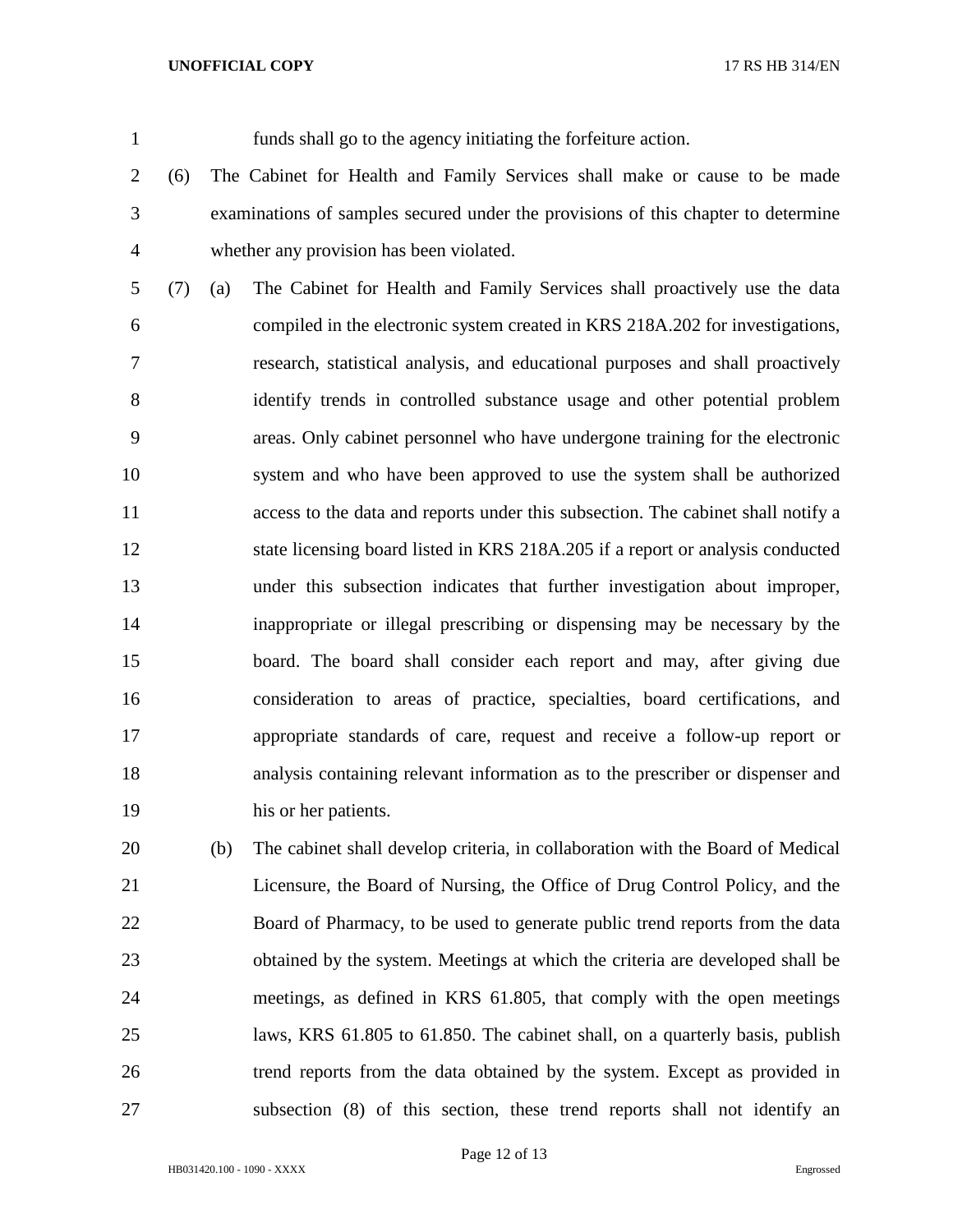funds shall go to the agency initiating the forfeiture action.

(6) The Cabinet for Health and Family Services shall make or cause to be made examinations of samples secured under the provisions of this chapter to determine whether any provision has been violated.

(7) (a) The Cabinet for Health and Family Services shall proactively use the data compiled in the electronic system created in KRS 218A.202 for investigations, research, statistical analysis, and educational purposes and shall proactively identify trends in controlled substance usage and other potential problem areas. Only cabinet personnel who have undergone training for the electronic system and who have been approved to use the system shall be authorized access to the data and reports under this subsection. The cabinet shall notify a state licensing board listed in KRS 218A.205 if a report or analysis conducted under this subsection indicates that further investigation about improper, inappropriate or illegal prescribing or dispensing may be necessary by the board. The board shall consider each report and may, after giving due consideration to areas of practice, specialties, board certifications, and appropriate standards of care, request and receive a follow-up report or analysis containing relevant information as to the prescriber or dispenser and his or her patients.

(b) The cabinet shall develop criteria, in collaboration with the Board of Medical Licensure, the Board of Nursing, the Office of Drug Control Policy, and the Board of Pharmacy, to be used to generate public trend reports from the data obtained by the system. Meetings at which the criteria are developed shall be meetings, as defined in KRS 61.805, that comply with the open meetings laws, KRS 61.805 to 61.850. The cabinet shall, on a quarterly basis, publish trend reports from the data obtained by the system. Except as provided in subsection (8) of this section, these trend reports shall not identify an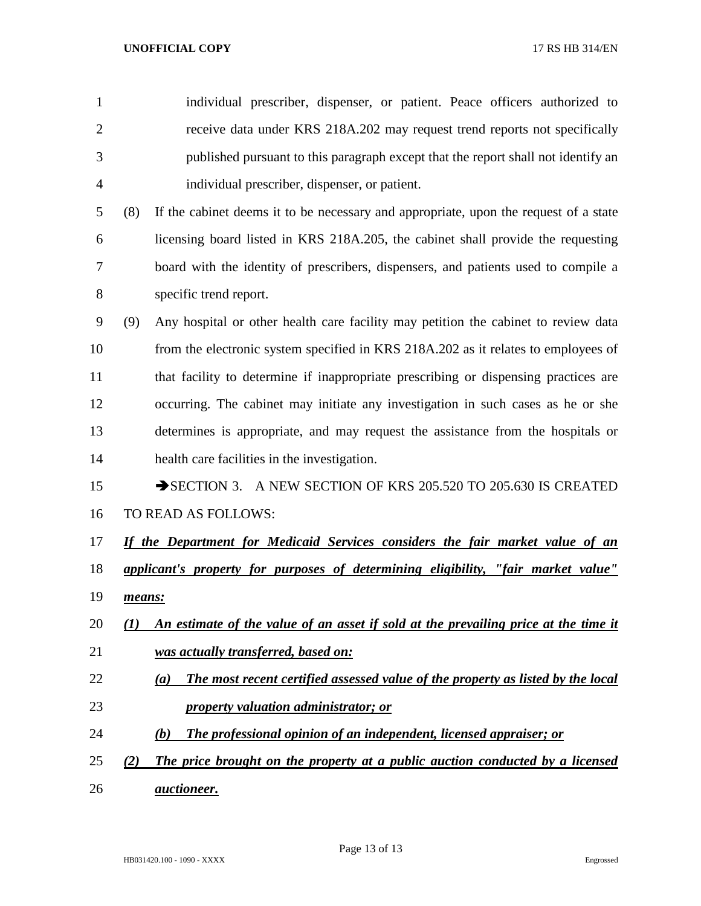individual prescriber, dispenser, or patient. Peace officers authorized to receive data under KRS 218A.202 may request trend reports not specifically published pursuant to this paragraph except that the report shall not identify an individual prescriber, dispenser, or patient.

(8) If the cabinet deems it to be necessary and appropriate, upon the request of a state licensing board listed in KRS 218A.205, the cabinet shall provide the requesting board with the identity of prescribers, dispensers, and patients used to compile a specific trend report.

(9) Any hospital or other health care facility may petition the cabinet to review data from the electronic system specified in KRS 218A.202 as it relates to employees of that facility to determine if inappropriate prescribing or dispensing practices are occurring. The cabinet may initiate any investigation in such cases as he or she determines is appropriate, and may request the assistance from the hospitals or health care facilities in the investigation.

➔SECTION 3. A NEW SECTION OF KRS 205.520 TO 205.630 IS CREATED TO READ AS FOLLOWS:

***If the Department for Medicaid Services considers the fair market value of an applicant's property for purposes of determining eligibility, "fair market value" means:***

***(1) An estimate of the value of an asset if sold at the prevailing price at the time it was actually transferred, based on:***

***(a) The most recent certified assessed value of the property as listed by the local property valuation administrator; or***

***(b) The professional opinion of an independent, licensed appraiser; or***

***(2) The price brought on the property at a public auction conducted by a licensed auctioneer.***